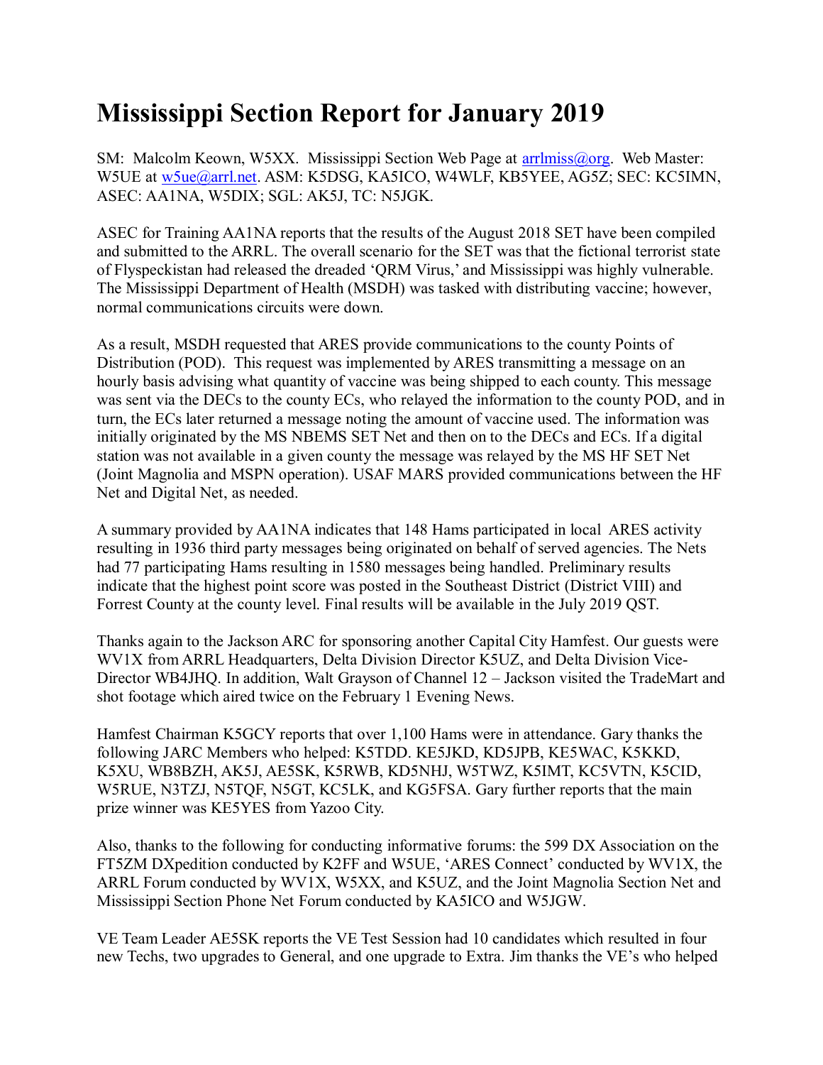# Mississippi Section Report for January 2019

SM: Malcolm Keown, W5XX. Mississippi Section Web Page at arrlmiss@org. Web Master: W5UE at w5ue@arrl.net. ASM: K5DSG, KA5ICO, W4WLF, KB5YEE, AG5Z; SEC: KC5IMN, ASEC: AA1NA, W5DIX; SGL: AK5J, TC: N5JGK.

ASEC for Training AA1NA reports that the results of the August 2018 SET have been compiled and submitted to the ARRL. The overall scenario for the SET was that the fictional terrorist state of Flyspeckistan had released the dreaded 'QRM Virus,' and Mississippi was highly vulnerable. The Mississippi Department of Health (MSDH) was tasked with distributing vaccine; however, normal communications circuits were down.

As a result, MSDH requested that ARES provide communications to the county Points of Distribution (POD). This request was implemented by ARES transmitting a message on an hourly basis advising what quantity of vaccine was being shipped to each county. This message was sent via the DECs to the county ECs, who relayed the information to the county POD, and in turn, the ECs later returned a message noting the amount of vaccine used. The information was initially originated by the MS NBEMS SET Net and then on to the DECs and ECs. If a digital station was not available in a given county the message was relayed by the MS HF SET Net (Joint Magnolia and MSPN operation). USAF MARS provided communications between the HF Net and Digital Net, as needed.

A summary provided by AA1NA indicates that 148 Hams participated in local ARES activity resulting in 1936 third party messages being originated on behalf of served agencies. The Nets had 77 participating Hams resulting in 1580 messages being handled. Preliminary results indicate that the highest point score was posted in the Southeast District (District VIII) and Forrest County at the county level. Final results will be available in the July 2019 QST.

Thanks again to the Jackson ARC for sponsoring another Capital City Hamfest. Our guests were WV1X from ARRL Headquarters, Delta Division Director K5UZ, and Delta Division Vice-Director WB4JHQ. In addition, Walt Grayson of Channel 12 – Jackson visited the TradeMart and shot footage which aired twice on the February 1 Evening News.

Hamfest Chairman K5GCY reports that over 1,100 Hams were in attendance. Gary thanks the following JARC Members who helped: K5TDD. KE5JKD, KD5JPB, KE5WAC, K5KKD, K5XU, WB8BZH, AK5J, AE5SK, K5RWB, KD5NHJ, W5TWZ, K5IMT, KC5VTN, K5CID, W5RUE, N3TZJ, N5TQF, N5GT, KC5LK, and KG5FSA. Gary further reports that the main prize winner was KE5YES from Yazoo City.

Also, thanks to the following for conducting informative forums: the 599 DX Association on the FT5ZM DXpedition conducted by K2FF and W5UE, 'ARES Connect' conducted by WV1X, the ARRL Forum conducted by WV1X, W5XX, and K5UZ, and the Joint Magnolia Section Net and Mississippi Section Phone Net Forum conducted by KA5ICO and W5JGW.

VE Team Leader AE5SK reports the VE Test Session had 10 candidates which resulted in four new Techs, two upgrades to General, and one upgrade to Extra. Jim thanks the VE's who helped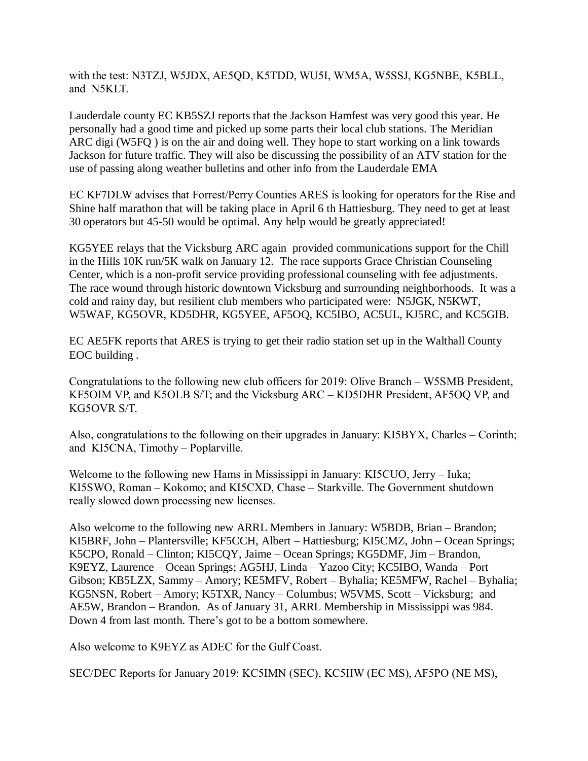with the test: N3TZJ, W5JDX, AE5QD, K5TDD, WU5I, WM5A, W5SSJ, KG5NBE, K5BLL, and N5KLT.

Lauderdale county EC KB5SZJ reports that the Jackson Hamfest was very good this year. He personally had a good time and picked up some parts their local club stations. The Meridian ARC digi (W5FQ ) is on the air and doing well. They hope to start working on a link towards Jackson for future traffic. They will also be discussing the possibility of an ATV station for the use of passing along weather bulletins and other info from the Lauderdale EMA

EC KF7DLW advises that Forrest/Perry Counties ARES is looking for operators for the Rise and Shine half marathon that will be taking place in April 6 th Hattiesburg. They need to get at least 30 operators but 45-50 would be optimal. Any help would be greatly appreciated!

KG5YEE relays that the Vicksburg ARC again provided communications support for the Chill in the Hills 10K run/5K walk on January 12. The race supports Grace Christian Counseling Center, which is a non-profit service providing professional counseling with fee adjustments. The race wound through historic downtown Vicksburg and surrounding neighborhoods. It was a cold and rainy day, but resilient club members who participated were: N5JGK, N5KWT, W5WAF, KG5OVR, KD5DHR, KG5YEE, AF5OQ, KC5IBO, AC5UL, KJ5RC, and KC5GIB.

EC AE5FK reports that ARES is trying to get their radio station set up in the Walthall County EOC building .

Congratulations to the following new club officers for 2019: Olive Branch – W5SMB President, KF5OIM VP, and K5OLB S/T; and the Vicksburg ARC – KD5DHR President, AF5OQ VP, and KG5OVR S/T.

Also, congratulations to the following on their upgrades in January: KI5BYX, Charles – Corinth; and KI5CNA, Timothy – Poplarville.

Welcome to the following new Hams in Mississippi in January: KI5CUO, Jerry – Iuka; KI5SWO, Roman – Kokomo; and KI5CXD, Chase – Starkville. The Government shutdown really slowed down processing new licenses.

Also welcome to the following new ARRL Members in January: W5BDB, Brian – Brandon; KI5BRF, John – Plantersville; KF5CCH, Albert – Hattiesburg; KI5CMZ, John – Ocean Springs; K5CPO, Ronald – Clinton; KI5CQY, Jaime – Ocean Springs; KG5DMF, Jim – Brandon, K9EYZ, Laurence – Ocean Springs; AG5HJ, Linda – Yazoo City; KC5IBO, Wanda – Port Gibson; KB5LZX, Sammy – Amory; KE5MFV, Robert – Byhalia; KE5MFW, Rachel – Byhalia; KG5NSN, Robert – Amory; K5TXR, Nancy – Columbus; W5VMS, Scott – Vicksburg; and AE5W, Brandon – Brandon. As of January 31, ARRL Membership in Mississippi was 984. Down 4 from last month. There's got to be a bottom somewhere.

Also welcome to K9EYZ as ADEC for the Gulf Coast.

SEC/DEC Reports for January 2019: KC5IMN (SEC), KC5IIW (EC MS), AF5PO (NE MS),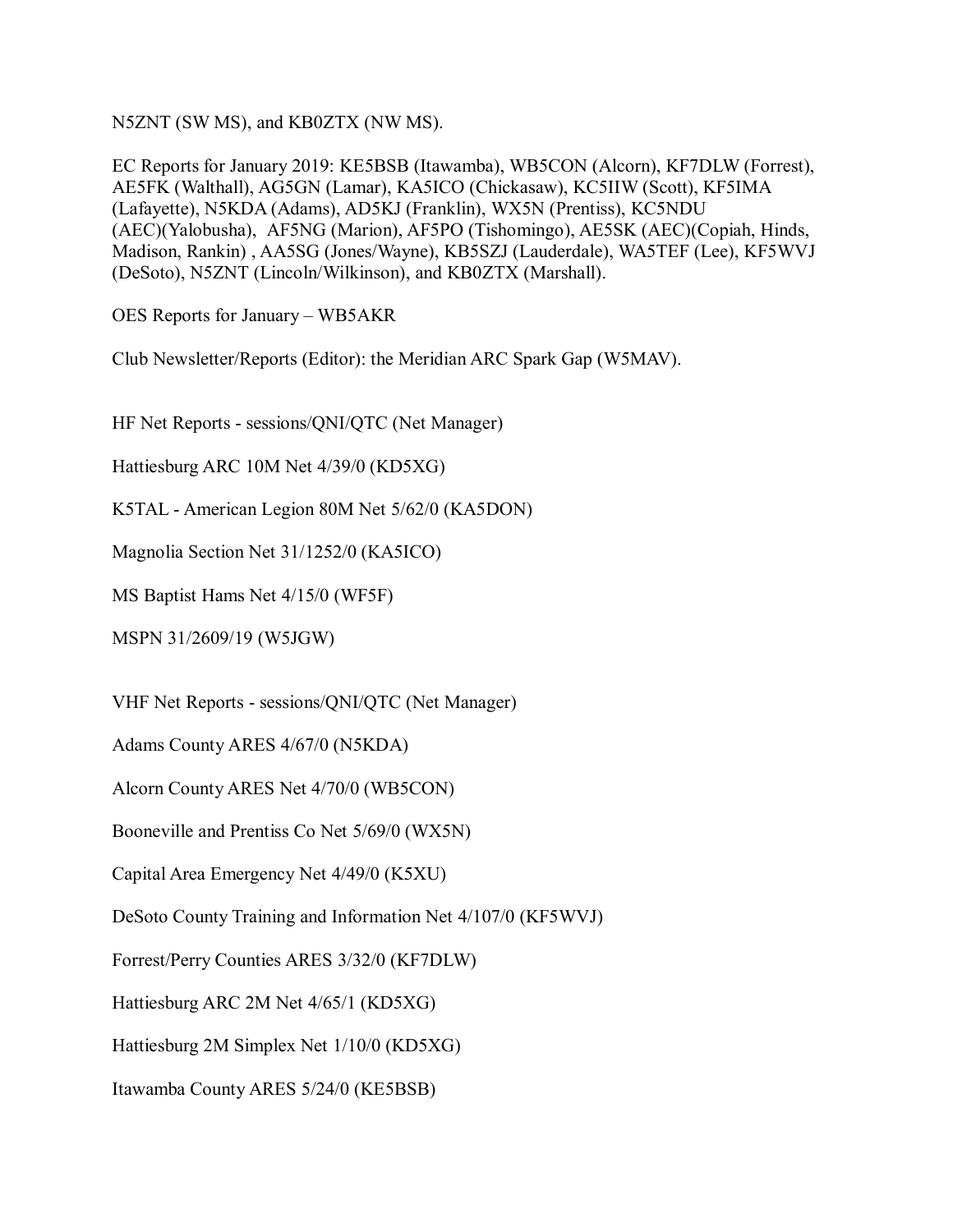N5ZNT (SW MS), and KB0ZTX (NW MS).

EC Reports for January 2019: KE5BSB (Itawamba), WB5CON (Alcorn), KF7DLW (Forrest), AE5FK (Walthall), AG5GN (Lamar), KA5ICO (Chickasaw), KC5IIW (Scott), KF5IMA (Lafayette), N5KDA (Adams), AD5KJ (Franklin), WX5N (Prentiss), KC5NDU (AEC)(Yalobusha), AF5NG (Marion), AF5PO (Tishomingo), AE5SK (AEC)(Copiah, Hinds, Madison, Rankin) , AA5SG (Jones/Wayne), KB5SZJ (Lauderdale), WA5TEF (Lee), KF5WVJ (DeSoto), N5ZNT (Lincoln/Wilkinson), and KB0ZTX (Marshall).

OES Reports for January – WB5AKR

Club Newsletter/Reports (Editor): the Meridian ARC Spark Gap (W5MAV).

HF Net Reports - sessions/QNI/QTC (Net Manager)

Hattiesburg ARC 10M Net 4/39/0 (KD5XG)

K5TAL - American Legion 80M Net 5/62/0 (KA5DON)

Magnolia Section Net 31/1252/0 (KA5ICO)

MS Baptist Hams Net 4/15/0 (WF5F)

MSPN 31/2609/19 (W5JGW)

VHF Net Reports - sessions/QNI/QTC (Net Manager)

Adams County ARES 4/67/0 (N5KDA)

Alcorn County ARES Net 4/70/0 (WB5CON)

Booneville and Prentiss Co Net 5/69/0 (WX5N)

Capital Area Emergency Net 4/49/0 (K5XU)

DeSoto County Training and Information Net 4/107/0 (KF5WVJ)

Forrest/Perry Counties ARES 3/32/0 (KF7DLW)

Hattiesburg ARC 2M Net 4/65/1 (KD5XG)

Hattiesburg 2M Simplex Net 1/10/0 (KD5XG)

Itawamba County ARES 5/24/0 (KE5BSB)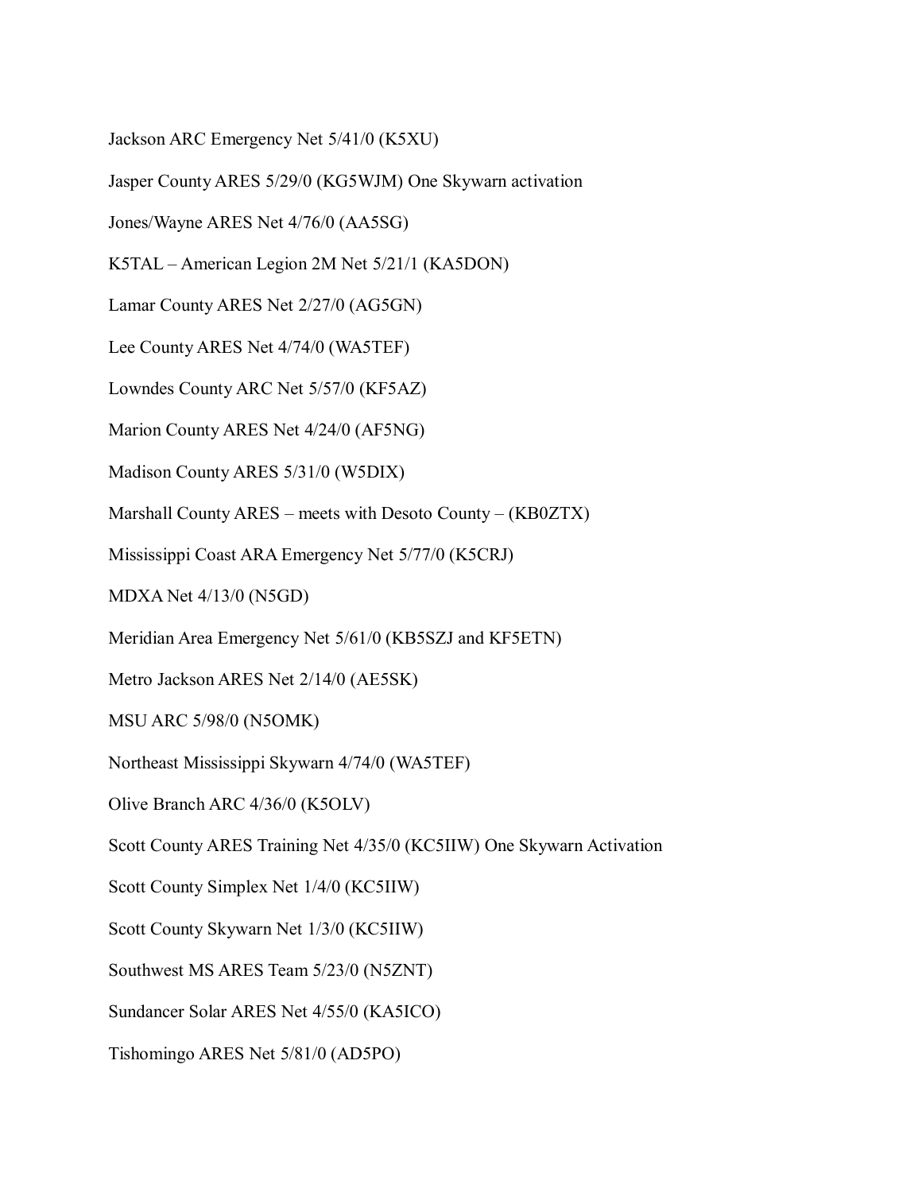Jackson ARC Emergency Net 5/41/0 (K5XU)

Jasper County ARES 5/29/0 (KG5WJM) One Skywarn activation

Jones/Wayne ARES Net 4/76/0 (AA5SG)

K5TAL – American Legion 2M Net 5/21/1 (KA5DON)

Lamar County ARES Net 2/27/0 (AG5GN)

Lee County ARES Net 4/74/0 (WA5TEF)

Lowndes County ARC Net 5/57/0 (KF5AZ)

Marion County ARES Net 4/24/0 (AF5NG)

Madison County ARES 5/31/0 (W5DIX)

Marshall County ARES – meets with Desoto County – (KB0ZTX)

Mississippi Coast ARA Emergency Net 5/77/0 (K5CRJ)

MDXA Net 4/13/0 (N5GD)

Meridian Area Emergency Net 5/61/0 (KB5SZJ and KF5ETN)

Metro Jackson ARES Net 2/14/0 (AE5SK)

MSU ARC 5/98/0 (N5OMK)

Northeast Mississippi Skywarn 4/74/0 (WA5TEF)

Olive Branch ARC 4/36/0 (K5OLV)

Scott County ARES Training Net 4/35/0 (KC5IIW) One Skywarn Activation

Scott County Simplex Net 1/4/0 (KC5IIW)

Scott County Skywarn Net 1/3/0 (KC5IIW)

Southwest MS ARES Team 5/23/0 (N5ZNT)

Sundancer Solar ARES Net 4/55/0 (KA5ICO)

Tishomingo ARES Net 5/81/0 (AD5PO)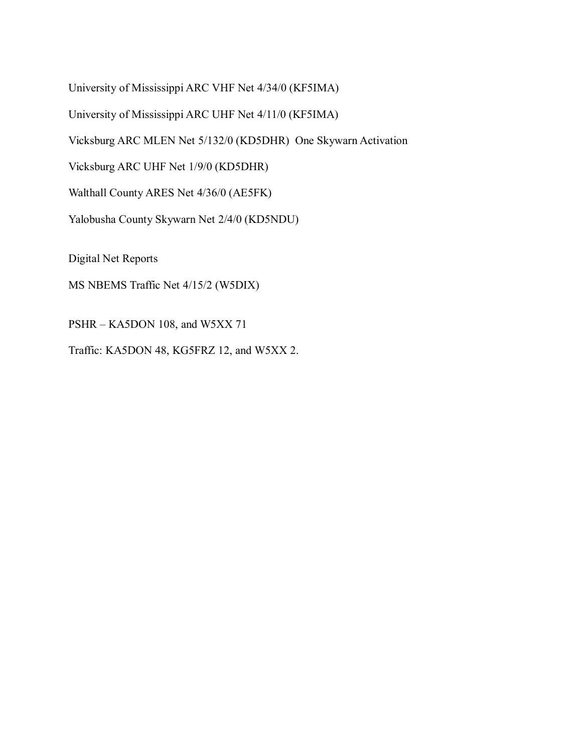University of Mississippi ARC VHF Net 4/34/0 (KF5IMA)

University of Mississippi ARC UHF Net 4/11/0 (KF5IMA)

Vicksburg ARC MLEN Net 5/132/0 (KD5DHR) One Skywarn Activation

Vicksburg ARC UHF Net 1/9/0 (KD5DHR)

Walthall County ARES Net 4/36/0 (AE5FK)

Yalobusha County Skywarn Net 2/4/0 (KD5NDU)

Digital Net Reports

MS NBEMS Traffic Net 4/15/2 (W5DIX)

PSHR – KA5DON 108, and W5XX 71

Traffic: KA5DON 48, KG5FRZ 12, and W5XX 2.